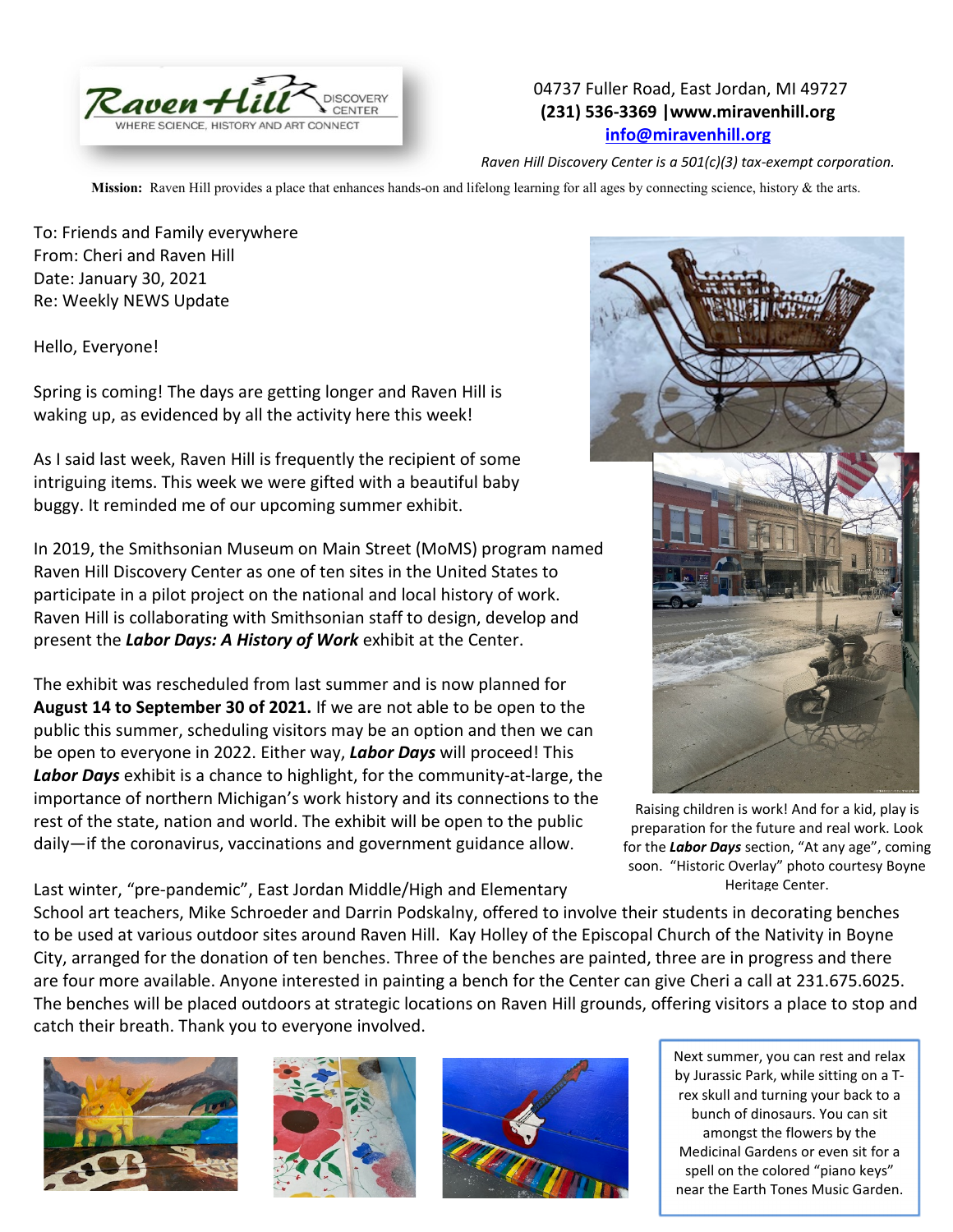Raven Hill DISCOVERY CENTER
WHERE SCIENCE, HISTORY AND ART CONNECT

04737 Fuller Road, East Jordan, MI 49727
**(231) 536-3369 |www.miravenhill.org**
**info@miravenhill.org**

*Raven Hill Discovery Center is a 501(c)(3) tax-exempt corporation.*

**Mission:** Raven Hill provides a place that enhances hands-on and lifelong learning for all ages by connecting science, history & the arts.

To: Friends and Family everywhere
From: Cheri and Raven Hill
Date: January 30, 2021
Re: Weekly NEWS Update

Hello, Everyone!

Spring is coming! The days are getting longer and Raven Hill is waking up, as evidenced by all the activity here this week!

As I said last week, Raven Hill is frequently the recipient of some intriguing items. This week we were gifted with a beautiful baby buggy. It reminded me of our upcoming summer exhibit.

In 2019, the Smithsonian Museum on Main Street (MoMS) program named Raven Hill Discovery Center as one of ten sites in the United States to participate in a pilot project on the national and local history of work. Raven Hill is collaborating with Smithsonian staff to design, develop and present the ***Labor Days: A History of Work*** exhibit at the Center.

The exhibit was rescheduled from last summer and is now planned for **August 14 to September 30 of 2021.** If we are not able to be open to the public this summer, scheduling visitors may be an option and then we can be open to everyone in 2022. Either way, ***Labor Days*** will proceed! This ***Labor Days*** exhibit is a chance to highlight, for the community-at-large, the importance of northern Michigan's work history and its connections to the rest of the state, nation and world. The exhibit will be open to the public daily—if the coronavirus, vaccinations and government guidance allow.

Raising children is work! And for a kid, play is preparation for the future and real work. Look for the ***Labor Days*** section, "At any age", coming soon. "Historic Overlay" photo courtesy Boyne Heritage Center.

Last winter, "pre-pandemic", East Jordan Middle/High and Elementary School art teachers, Mike Schroeder and Darrin Podskalny, offered to involve their students in decorating benches to be used at various outdoor sites around Raven Hill. Kay Holley of the Episcopal Church of the Nativity in Boyne City, arranged for the donation of ten benches. Three of the benches are painted, three are in progress and there are four more available. Anyone interested in painting a bench for the Center can give Cheri a call at 231.675.6025. The benches will be placed outdoors at strategic locations on Raven Hill grounds, offering visitors a place to stop and catch their breath. Thank you to everyone involved.

Next summer, you can rest and relax by Jurassic Park, while sitting on a T-rex skull and turning your back to a bunch of dinosaurs. You can sit amongst the flowers by the Medicinal Gardens or even sit for a spell on the colored "piano keys" near the Earth Tones Music Garden.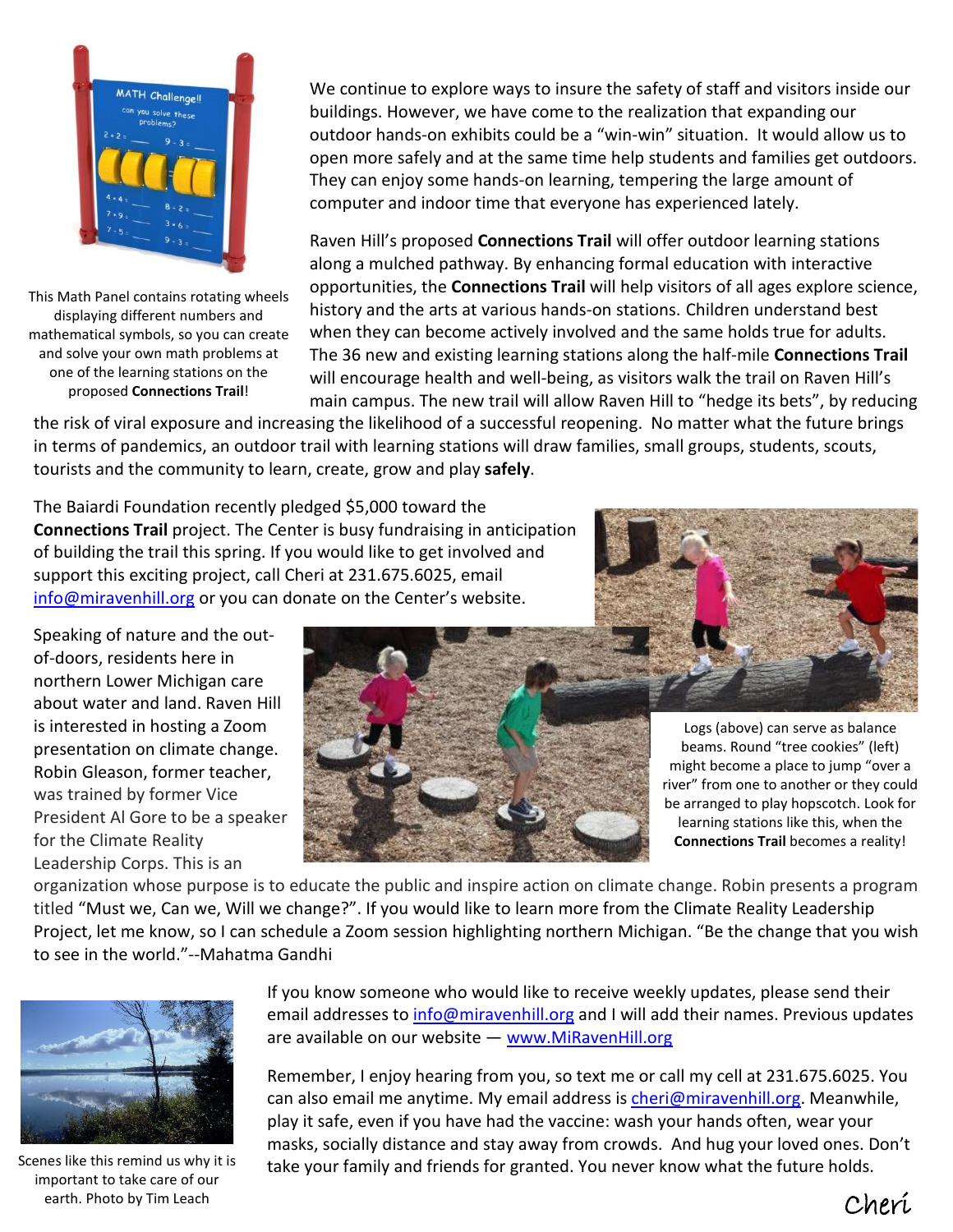This Math Panel contains rotating wheels displaying different numbers and mathematical symbols, so you can create and solve your own math problems at one of the learning stations on the proposed **Connections Trail**!

We continue to explore ways to insure the safety of staff and visitors inside our buildings. However, we have come to the realization that expanding our outdoor hands-on exhibits could be a "win-win" situation. It would allow us to open more safely and at the same time help students and families get outdoors. They can enjoy some hands-on learning, tempering the large amount of computer and indoor time that everyone has experienced lately.

Raven Hill's proposed **Connections Trail** will offer outdoor learning stations along a mulched pathway. By enhancing formal education with interactive opportunities, the **Connections Trail** will help visitors of all ages explore science, history and the arts at various hands-on stations. Children understand best when they can become actively involved and the same holds true for adults. The 36 new and existing learning stations along the half-mile **Connections Trail** will encourage health and well-being, as visitors walk the trail on Raven Hill's main campus. The new trail will allow Raven Hill to "hedge its bets", by reducing the risk of viral exposure and increasing the likelihood of a successful reopening. No matter what the future brings in terms of pandemics, an outdoor trail with learning stations will draw families, small groups, students, scouts, tourists and the community to learn, create, grow and play **safely**.

The Baiardi Foundation recently pledged $5,000 toward the **Connections Trail** project. The Center is busy fundraising in anticipation of building the trail this spring. If you would like to get involved and support this exciting project, call Cheri at 231.675.6025, email info@miravenhill.org or you can donate on the Center's website.

Speaking of nature and the out-of-doors, residents here in northern Lower Michigan care about water and land. Raven Hill is interested in hosting a Zoom presentation on climate change. Robin Gleason, former teacher, was trained by former Vice President Al Gore to be a speaker for the Climate Reality Leadership Corps. This is an organization whose purpose is to educate the public and inspire action on climate change. Robin presents a program titled "Must we, Can we, Will we change?". If you would like to learn more from the Climate Reality Leadership Project, let me know, so I can schedule a Zoom session highlighting northern Michigan. "Be the change that you wish to see in the world."--Mahatma Gandhi

Logs (above) can serve as balance beams. Round "tree cookies" (left) might become a place to jump "over a river" from one to another or they could be arranged to play hopscotch. Look for learning stations like this, when the **Connections Trail** becomes a reality!

Scenes like this remind us why it is important to take care of our earth. Photo by Tim Leach

If you know someone who would like to receive weekly updates, please send their email addresses to info@miravenhill.org and I will add their names. Previous updates are available on our website — www.MiRavenHill.org

Remember, I enjoy hearing from you, so text me or call my cell at 231.675.6025. You can also email me anytime. My email address is cheri@miravenhill.org. Meanwhile, play it safe, even if you have had the vaccine: wash your hands often, wear your masks, socially distance and stay away from crowds. And hug your loved ones. Don't take your family and friends for granted. You never know what the future holds.

Cheri